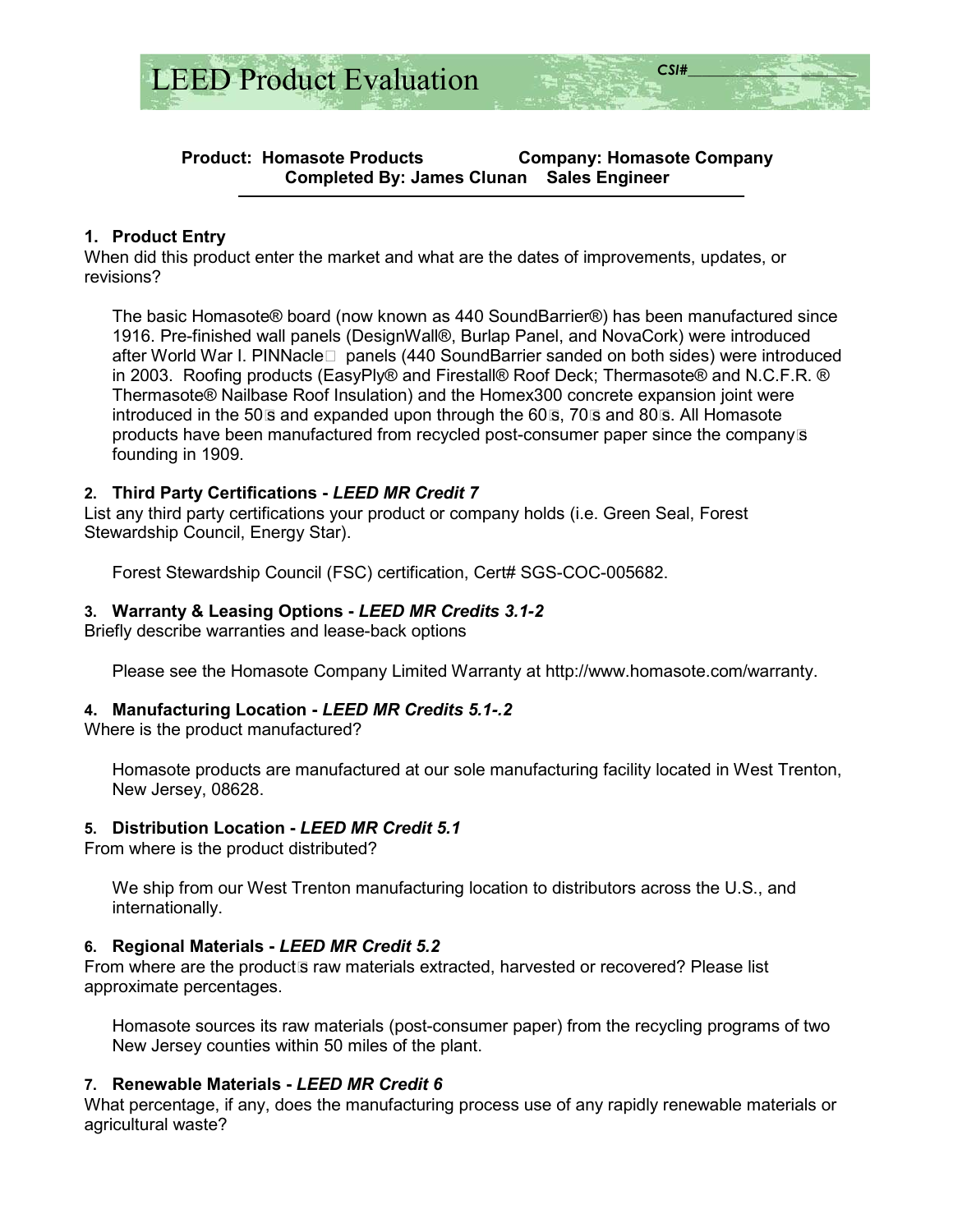# LEED Product Evaluation

CSI#\_\_\_\_\_\_\_\_\_\_\_\_\_\_\_\_\_\_\_\_

**Product: Homasote Products Company: Homasote Company**
**Completed By: James Clunan Sales Engineer**

---

### 1. Product Entry

When did this product enter the market and what are the dates of improvements, updates, or revisions?

The basic Homasote® board (now known as 440 SoundBarrier®) has been manufactured since 1916. Pre-finished wall panels (DesignWall®, Burlap Panel, and NovaCork) were introduced after World War I. PINNacle panels (440 SoundBarrier sanded on both sides) were introduced in 2003. Roofing products (EasyPly® and Firestall® Roof Deck; Thermasote® and N.C.F.R. ® Thermasote® Nailbase Roof Insulation) and the Homex300 concrete expansion joint were introduced in the 50's and expanded upon through the 60's, 70's and 80's. All Homasote products have been manufactured from recycled post-consumer paper since the company's founding in 1909.

### 2. Third Party Certifications - *LEED MR Credit 7*

List any third party certifications your product or company holds (i.e. Green Seal, Forest Stewardship Council, Energy Star).

Forest Stewardship Council (FSC) certification, Cert# SGS-COC-005682.

### 3. Warranty & Leasing Options - *LEED MR Credits 3.1-2*

Briefly describe warranties and lease-back options

Please see the Homasote Company Limited Warranty at http://www.homasote.com/warranty.

### 4. Manufacturing Location - *LEED MR Credits 5.1-.2*

Where is the product manufactured?

Homasote products are manufactured at our sole manufacturing facility located in West Trenton, New Jersey, 08628.

### 5. Distribution Location - *LEED MR Credit 5.1*

From where is the product distributed?

We ship from our West Trenton manufacturing location to distributors across the U.S., and internationally.

### 6. Regional Materials - *LEED MR Credit 5.2*

From where are the product's raw materials extracted, harvested or recovered? Please list approximate percentages.

Homasote sources its raw materials (post-consumer paper) from the recycling programs of two New Jersey counties within 50 miles of the plant.

### 7. Renewable Materials - *LEED MR Credit 6*

What percentage, if any, does the manufacturing process use of any rapidly renewable materials or agricultural waste?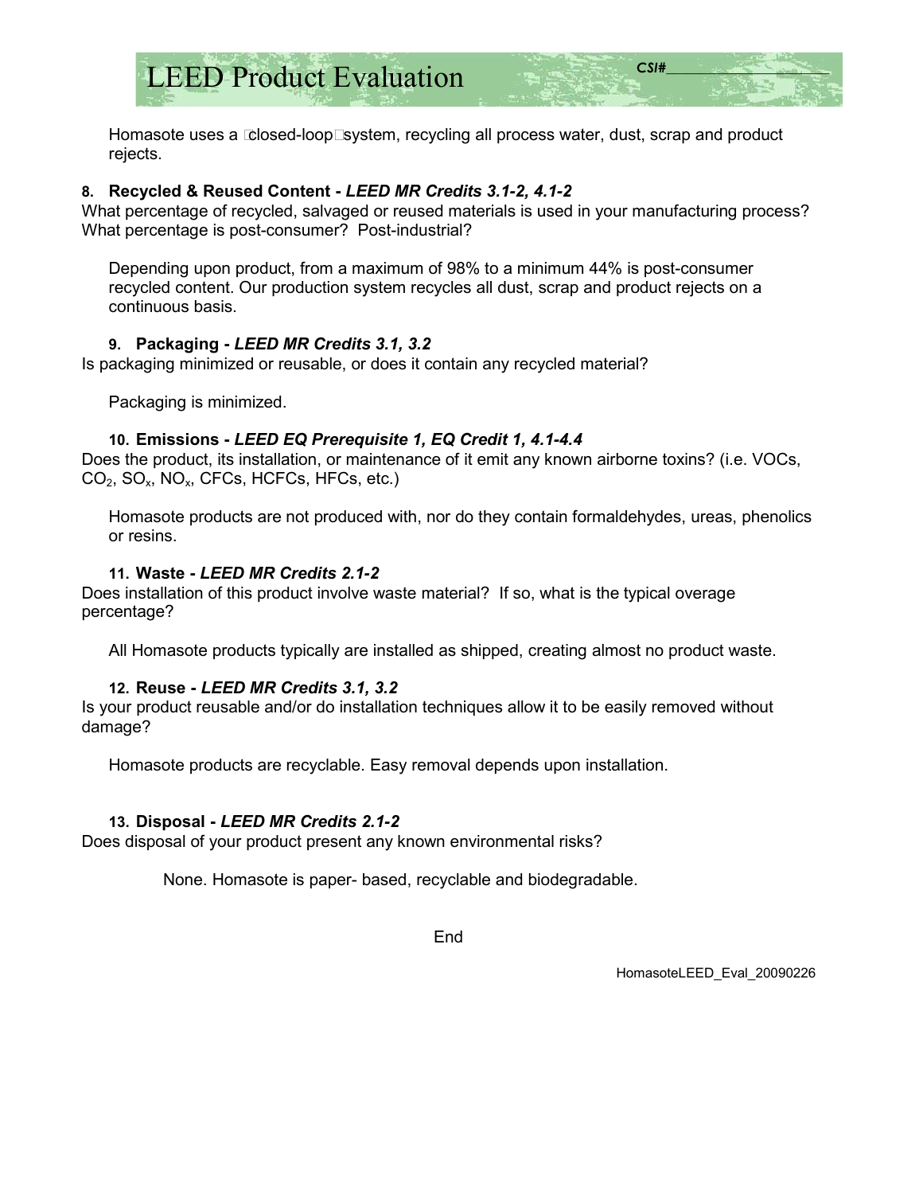Homasote uses a closed-loop system, recycling all process water, dust, scrap and product rejects.

**8. Recycled & Reused Content -** ***LEED MR Credits 3.1-2, 4.1-2***

What percentage of recycled, salvaged or reused materials is used in your manufacturing process? What percentage is post-consumer? Post-industrial?

Depending upon product, from a maximum of 98% to a minimum 44% is post-consumer recycled content. Our production system recycles all dust, scrap and product rejects on a continuous basis.

**9. Packaging -** ***LEED MR Credits 3.1, 3.2***

Is packaging minimized or reusable, or does it contain any recycled material?

Packaging is minimized.

**10. Emissions -** ***LEED EQ Prerequisite 1, EQ Credit 1, 4.1-4.4***

Does the product, its installation, or maintenance of it emit any known airborne toxins? (i.e. VOCs, $CO_2$, $SO_x$, $NO_x$, CFCs, HCFCs, HFCs, etc.)

Homasote products are not produced with, nor do they contain formaldehydes, ureas, phenolics or resins.

**11. Waste -** ***LEED MR Credits 2.1-2***

Does installation of this product involve waste material? If so, what is the typical overage percentage?

All Homasote products typically are installed as shipped, creating almost no product waste.

**12. Reuse -** ***LEED MR Credits 3.1, 3.2***

Is your product reusable and/or do installation techniques allow it to be easily removed without damage?

Homasote products are recyclable. Easy removal depends upon installation.

**13. Disposal -** ***LEED MR Credits 2.1-2***

Does disposal of your product present any known environmental risks?

None. Homasote is paper- based, recyclable and biodegradable.

End

HomasoteLEED_Eval_20090226